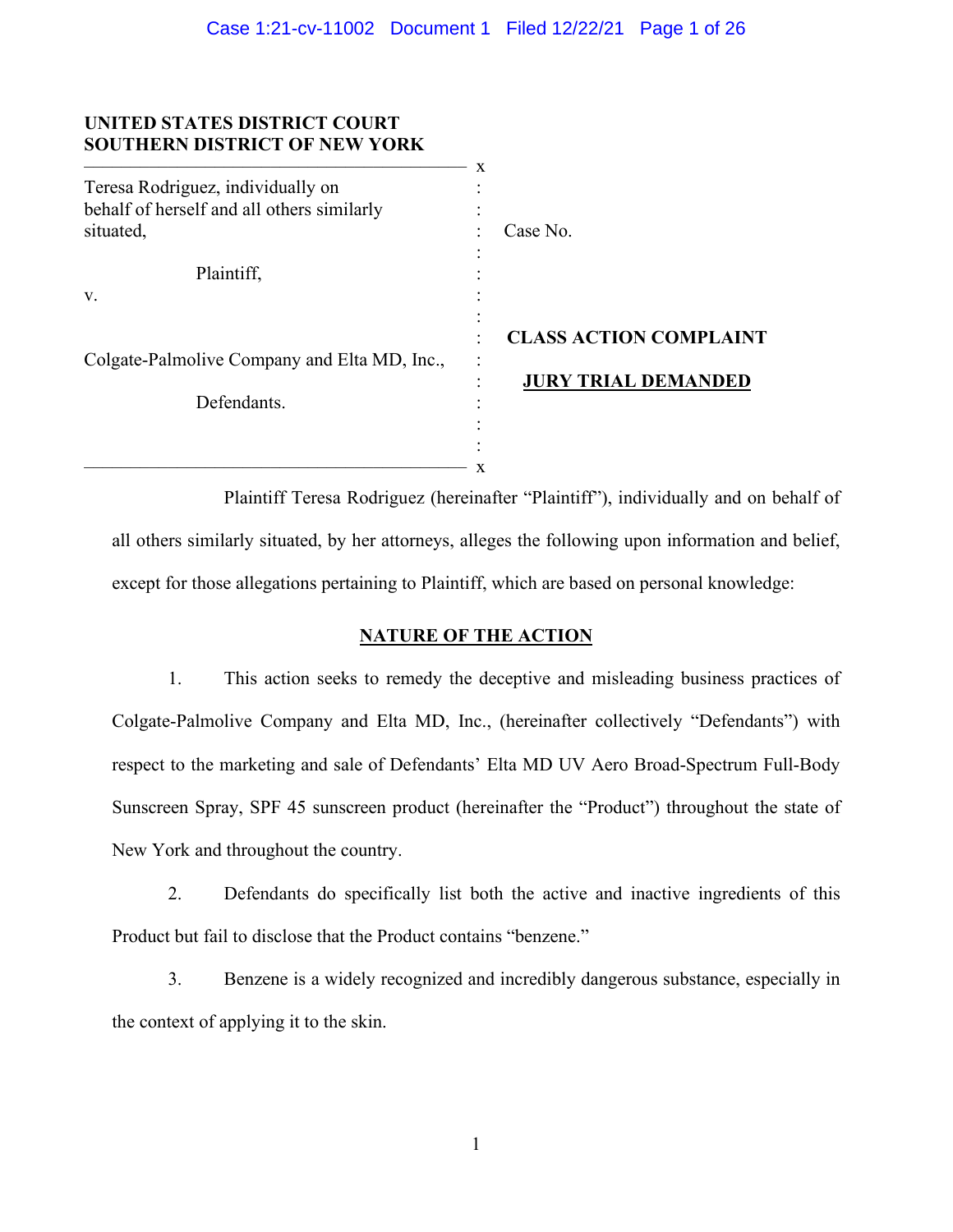**UNITED STATES DISTRICT COURT**
**SOUTHERN DISTRICT OF NEW YORK**

| | | |
|---|---|---|
| Teresa Rodriguez, individually on behalf of herself and all others similarly situated, | : | Case No. |
| Plaintiff, | : | |
| v. | : | |
| | : | **CLASS ACTION COMPLAINT** |
| Colgate-Palmolive Company and Elta MD, Inc., | : | |
| | : | **JURY TRIAL DEMANDED** |
| Defendants. | : | |

Plaintiff Teresa Rodriguez (hereinafter "Plaintiff"), individually and on behalf of all others similarly situated, by her attorneys, alleges the following upon information and belief, except for those allegations pertaining to Plaintiff, which are based on personal knowledge:

## NATURE OF THE ACTION

1. This action seeks to remedy the deceptive and misleading business practices of Colgate-Palmolive Company and Elta MD, Inc., (hereinafter collectively "Defendants") with respect to the marketing and sale of Defendants' Elta MD UV Aero Broad-Spectrum Full-Body Sunscreen Spray, SPF 45 sunscreen product (hereinafter the "Product") throughout the state of New York and throughout the country.

2. Defendants do specifically list both the active and inactive ingredients of this Product but fail to disclose that the Product contains "benzene."

3. Benzene is a widely recognized and incredibly dangerous substance, especially in the context of applying it to the skin.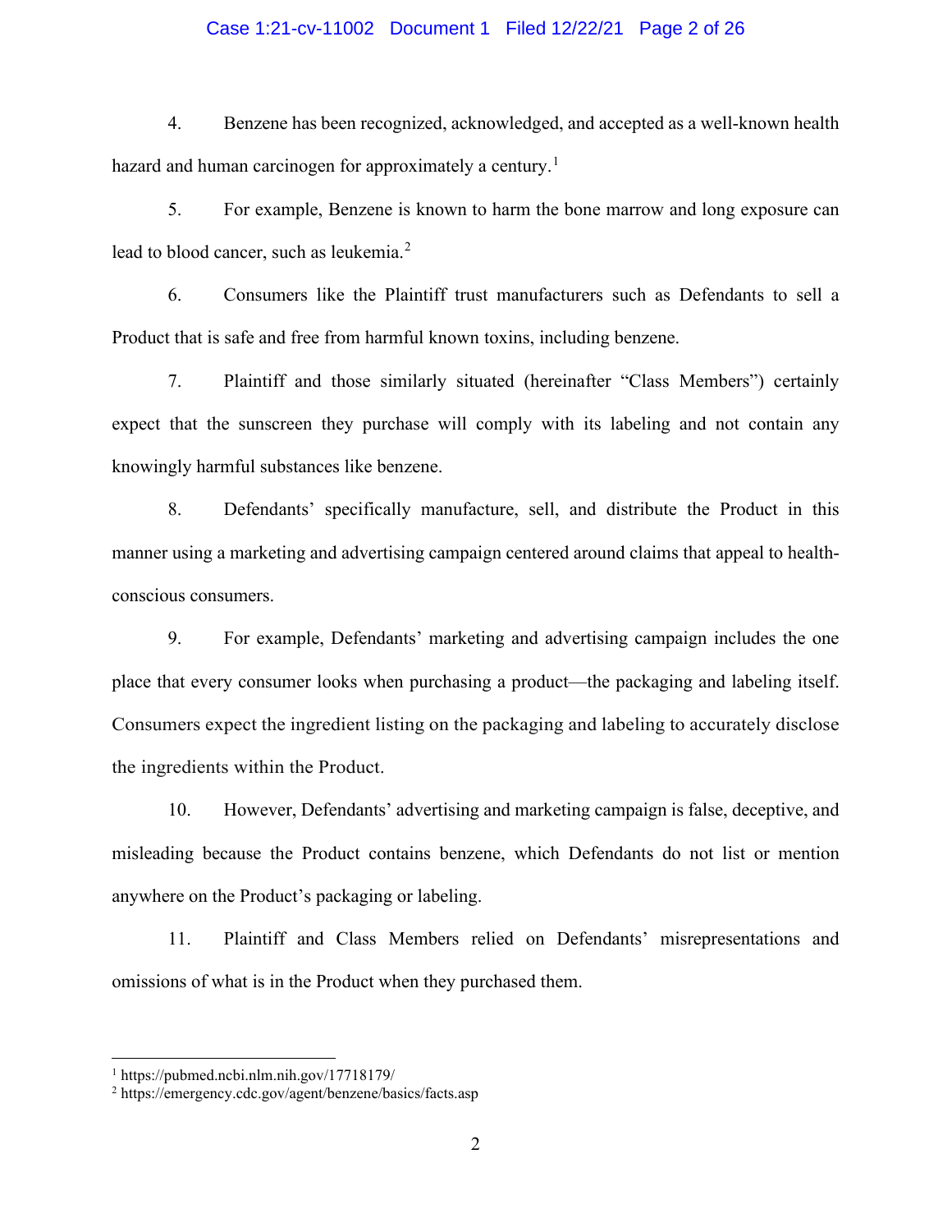4. Benzene has been recognized, acknowledged, and accepted as a well-known health hazard and human carcinogen for approximately a century.[1]

5. For example, Benzene is known to harm the bone marrow and long exposure can lead to blood cancer, such as leukemia.[2]

6. Consumers like the Plaintiff trust manufacturers such as Defendants to sell a Product that is safe and free from harmful known toxins, including benzene.

7. Plaintiff and those similarly situated (hereinafter "Class Members") certainly expect that the sunscreen they purchase will comply with its labeling and not contain any knowingly harmful substances like benzene.

8. Defendants' specifically manufacture, sell, and distribute the Product in this manner using a marketing and advertising campaign centered around claims that appeal to health-conscious consumers.

9. For example, Defendants' marketing and advertising campaign includes the one place that every consumer looks when purchasing a product—the packaging and labeling itself. Consumers expect the ingredient listing on the packaging and labeling to accurately disclose the ingredients within the Product.

10. However, Defendants' advertising and marketing campaign is false, deceptive, and misleading because the Product contains benzene, which Defendants do not list or mention anywhere on the Product's packaging or labeling.

11. Plaintiff and Class Members relied on Defendants' misrepresentations and omissions of what is in the Product when they purchased them.

---

[1] https://pubmed.ncbi.nlm.nih.gov/17718179/

[2] https://emergency.cdc.gov/agent/benzene/basics/facts.asp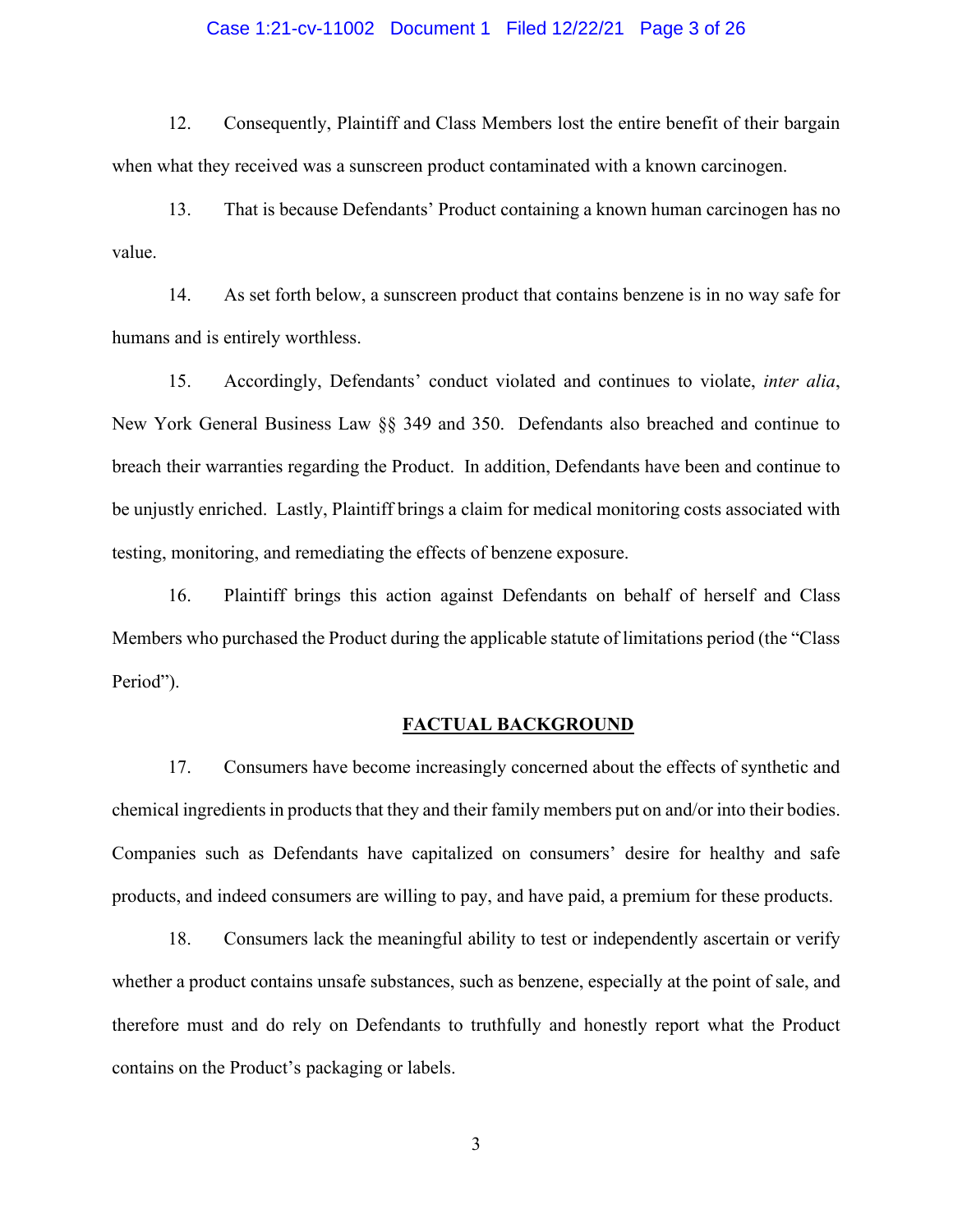12. Consequently, Plaintiff and Class Members lost the entire benefit of their bargain when what they received was a sunscreen product contaminated with a known carcinogen.

13. That is because Defendants' Product containing a known human carcinogen has no value.

14. As set forth below, a sunscreen product that contains benzene is in no way safe for humans and is entirely worthless.

15. Accordingly, Defendants' conduct violated and continues to violate, *inter alia*, New York General Business Law §§ 349 and 350. Defendants also breached and continue to breach their warranties regarding the Product. In addition, Defendants have been and continue to be unjustly enriched. Lastly, Plaintiff brings a claim for medical monitoring costs associated with testing, monitoring, and remediating the effects of benzene exposure.

16. Plaintiff brings this action against Defendants on behalf of herself and Class Members who purchased the Product during the applicable statute of limitations period (the "Class Period").

## FACTUAL BACKGROUND

17. Consumers have become increasingly concerned about the effects of synthetic and chemical ingredients in products that they and their family members put on and/or into their bodies. Companies such as Defendants have capitalized on consumers' desire for healthy and safe products, and indeed consumers are willing to pay, and have paid, a premium for these products.

18. Consumers lack the meaningful ability to test or independently ascertain or verify whether a product contains unsafe substances, such as benzene, especially at the point of sale, and therefore must and do rely on Defendants to truthfully and honestly report what the Product contains on the Product's packaging or labels.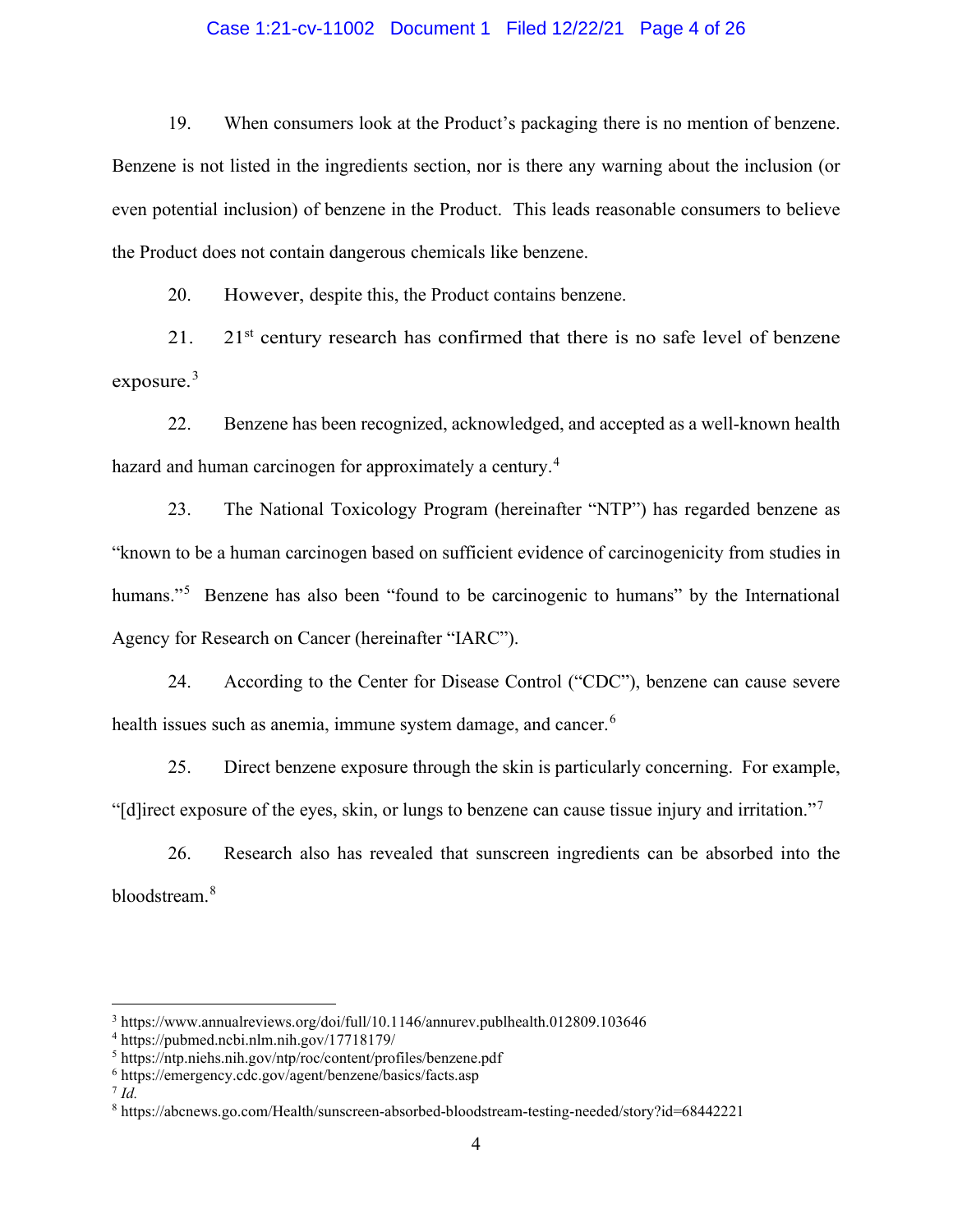19. When consumers look at the Product's packaging there is no mention of benzene. Benzene is not listed in the ingredients section, nor is there any warning about the inclusion (or even potential inclusion) of benzene in the Product. This leads reasonable consumers to believe the Product does not contain dangerous chemicals like benzene.

20. However, despite this, the Product contains benzene.

21. 21st century research has confirmed that there is no safe level of benzene exposure.[3]

22. Benzene has been recognized, acknowledged, and accepted as a well-known health hazard and human carcinogen for approximately a century.[4]

23. The National Toxicology Program (hereinafter "NTP") has regarded benzene as "known to be a human carcinogen based on sufficient evidence of carcinogenicity from studies in humans."[5] Benzene has also been "found to be carcinogenic to humans" by the International Agency for Research on Cancer (hereinafter "IARC").

24. According to the Center for Disease Control ("CDC"), benzene can cause severe health issues such as anemia, immune system damage, and cancer.[6]

25. Direct benzene exposure through the skin is particularly concerning. For example, "[d]irect exposure of the eyes, skin, or lungs to benzene can cause tissue injury and irritation."[7]

26. Research also has revealed that sunscreen ingredients can be absorbed into the bloodstream.[8]

---

[3] https://www.annualreviews.org/doi/full/10.1146/annurev.publhealth.012809.103646

[4] https://pubmed.ncbi.nlm.nih.gov/17718179/

[5] https://ntp.niehs.nih.gov/ntp/roc/content/profiles/benzene.pdf

[6] https://emergency.cdc.gov/agent/benzene/basics/facts.asp

[7] *Id.*

[8] https://abcnews.go.com/Health/sunscreen-absorbed-bloodstream-testing-needed/story?id=68442221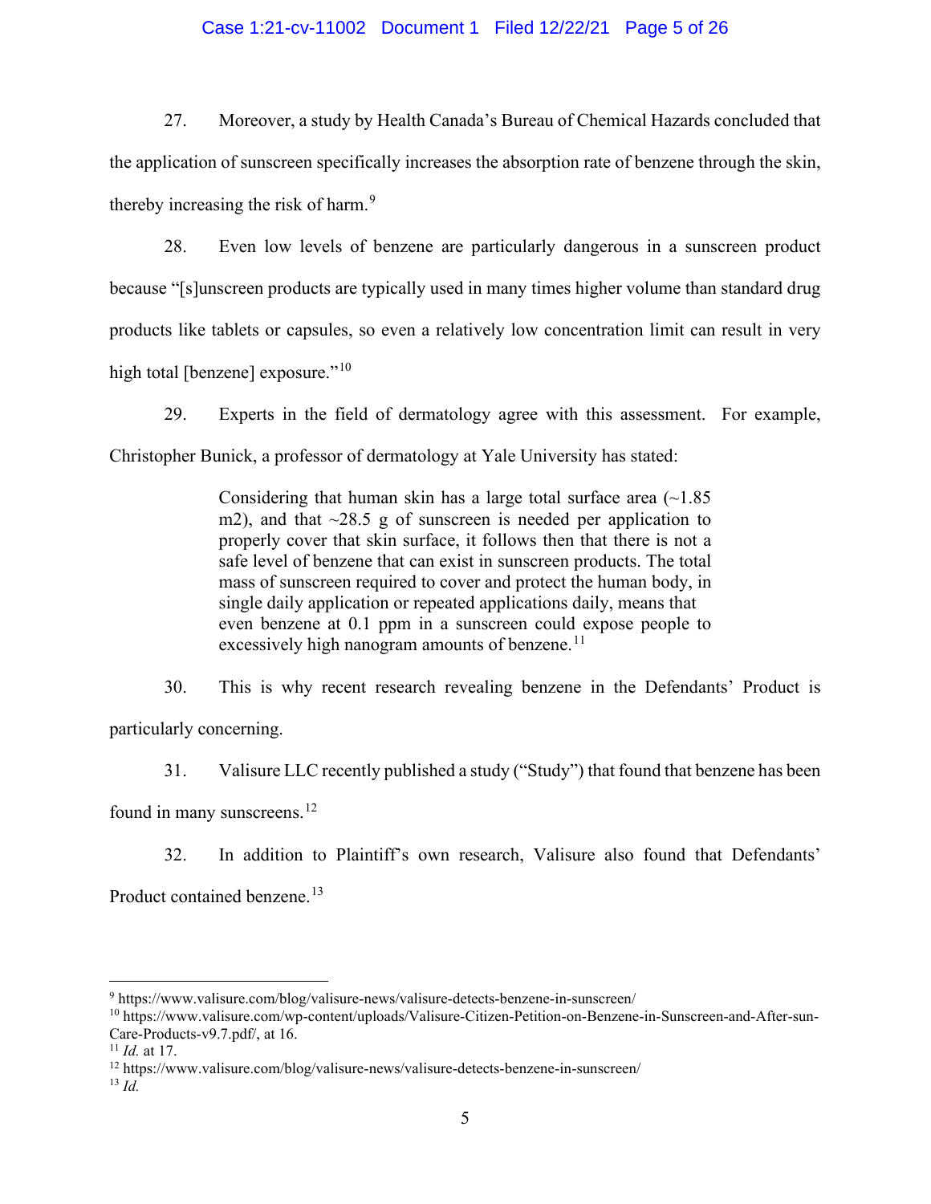27. Moreover, a study by Health Canada's Bureau of Chemical Hazards concluded that the application of sunscreen specifically increases the absorption rate of benzene through the skin, thereby increasing the risk of harm.[9]

28. Even low levels of benzene are particularly dangerous in a sunscreen product because "[s]unscreen products are typically used in many times higher volume than standard drug products like tablets or capsules, so even a relatively low concentration limit can result in very high total [benzene] exposure."[10]

29. Experts in the field of dermatology agree with this assessment. For example, Christopher Bunick, a professor of dermatology at Yale University has stated:

> Considering that human skin has a large total surface area (~1.85 m2), and that ~28.5 g of sunscreen is needed per application to properly cover that skin surface, it follows then that there is not a safe level of benzene that can exist in sunscreen products. The total mass of sunscreen required to cover and protect the human body, in single daily application or repeated applications daily, means that even benzene at 0.1 ppm in a sunscreen could expose people to excessively high nanogram amounts of benzene.[11]

30. This is why recent research revealing benzene in the Defendants' Product is particularly concerning.

31. Valisure LLC recently published a study ("Study") that found that benzene has been found in many sunscreens.[12]

32. In addition to Plaintiff's own research, Valisure also found that Defendants' Product contained benzene.[13]

---

[9] https://www.valisure.com/blog/valisure-news/valisure-detects-benzene-in-sunscreen/

[10] https://www.valisure.com/wp-content/uploads/Valisure-Citizen-Petition-on-Benzene-in-Sunscreen-and-After-sun-Care-Products-v9.7.pdf/, at 16.

[11] *Id.* at 17.

[12] https://www.valisure.com/blog/valisure-news/valisure-detects-benzene-in-sunscreen/

[13] *Id.*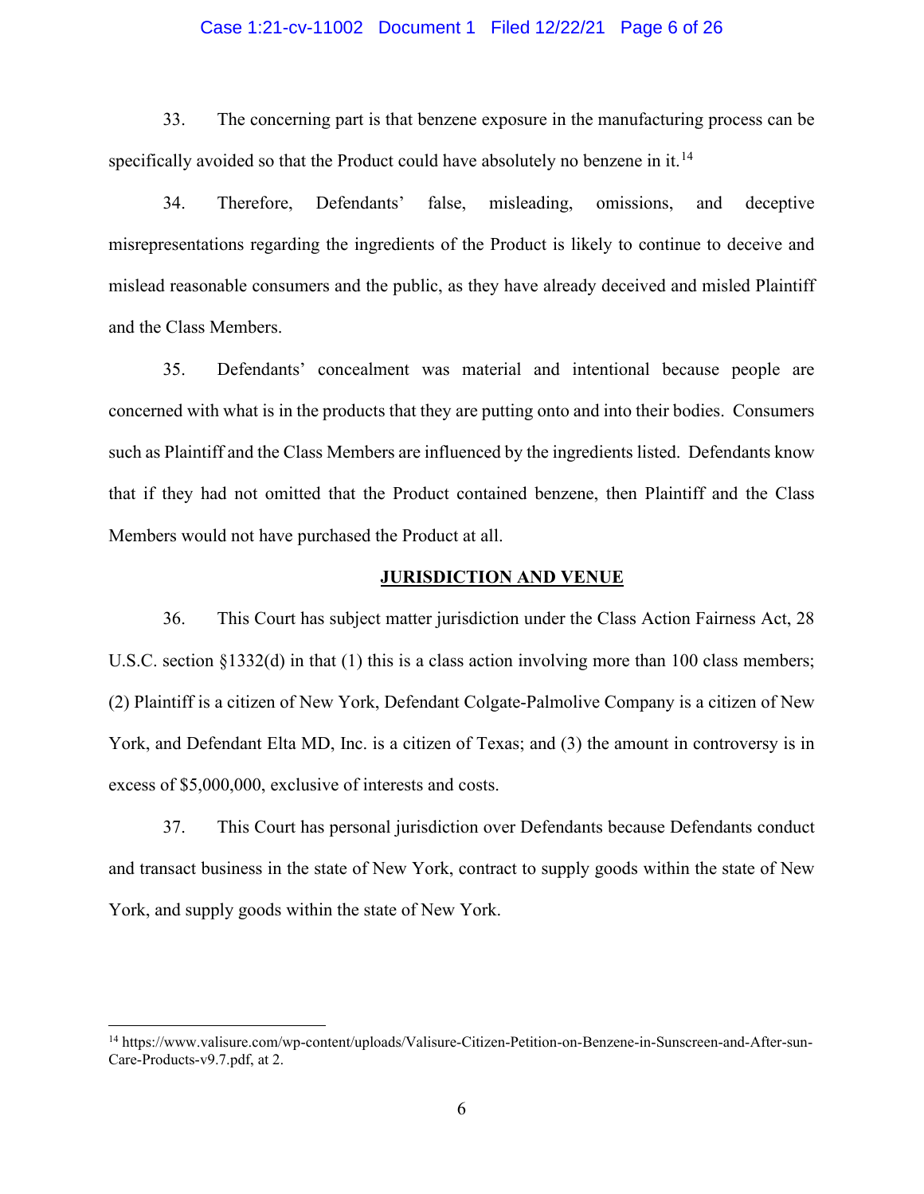33. The concerning part is that benzene exposure in the manufacturing process can be specifically avoided so that the Product could have absolutely no benzene in it.[14]

34. Therefore, Defendants' false, misleading, omissions, and deceptive misrepresentations regarding the ingredients of the Product is likely to continue to deceive and mislead reasonable consumers and the public, as they have already deceived and misled Plaintiff and the Class Members.

35. Defendants' concealment was material and intentional because people are concerned with what is in the products that they are putting onto and into their bodies. Consumers such as Plaintiff and the Class Members are influenced by the ingredients listed. Defendants know that if they had not omitted that the Product contained benzene, then Plaintiff and the Class Members would not have purchased the Product at all.

**<u>JURISDICTION AND VENUE</u>**

36. This Court has subject matter jurisdiction under the Class Action Fairness Act, 28 U.S.C. section §1332(d) in that (1) this is a class action involving more than 100 class members; (2) Plaintiff is a citizen of New York, Defendant Colgate-Palmolive Company is a citizen of New York, and Defendant Elta MD, Inc. is a citizen of Texas; and (3) the amount in controversy is in excess of $5,000,000, exclusive of interests and costs.

37. This Court has personal jurisdiction over Defendants because Defendants conduct and transact business in the state of New York, contract to supply goods within the state of New York, and supply goods within the state of New York.

---

[14] https://www.valisure.com/wp-content/uploads/Valisure-Citizen-Petition-on-Benzene-in-Sunscreen-and-After-sun-Care-Products-v9.7.pdf, at 2.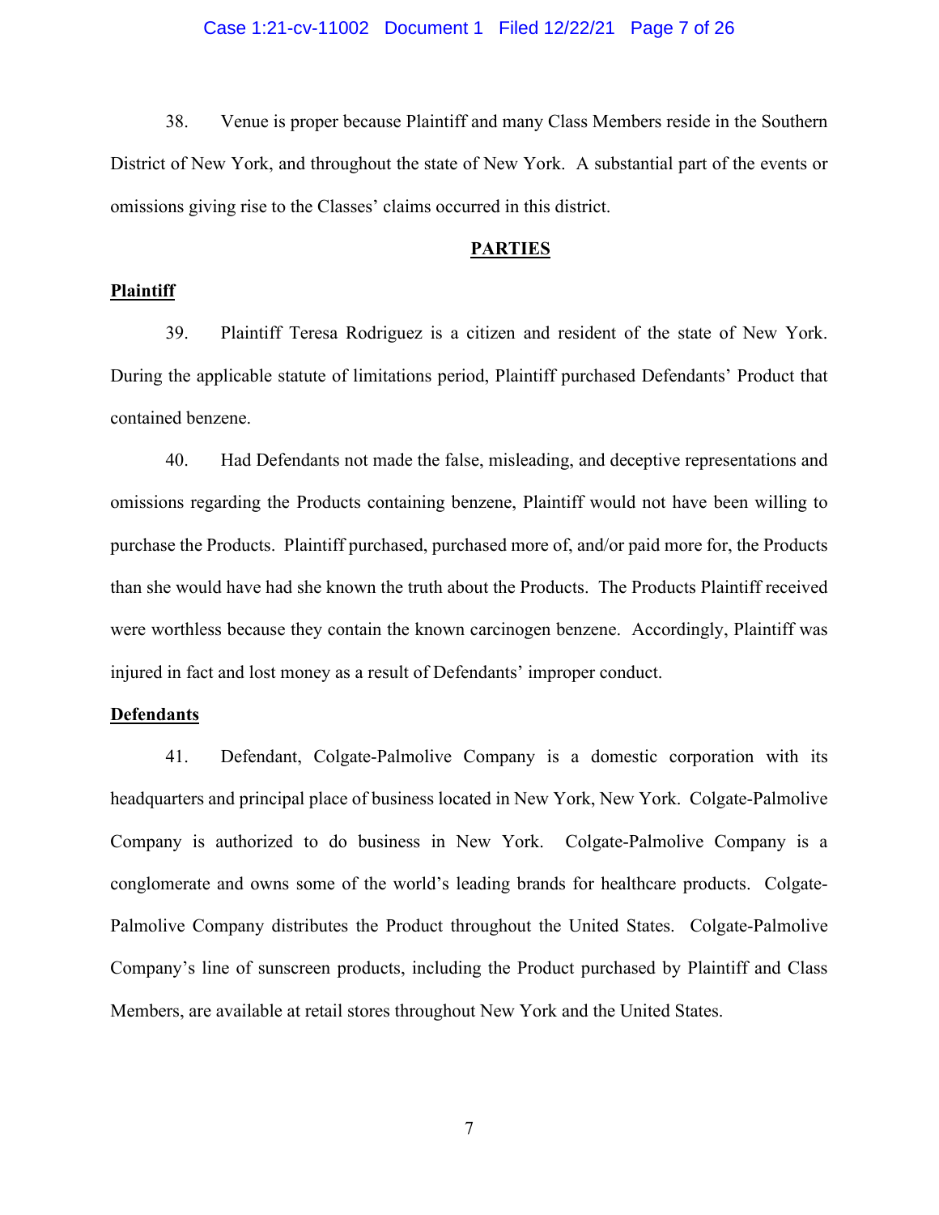38. Venue is proper because Plaintiff and many Class Members reside in the Southern District of New York, and throughout the state of New York. A substantial part of the events or omissions giving rise to the Classes' claims occurred in this district.

## PARTIES

### Plaintiff

39. Plaintiff Teresa Rodriguez is a citizen and resident of the state of New York. During the applicable statute of limitations period, Plaintiff purchased Defendants' Product that contained benzene.

40. Had Defendants not made the false, misleading, and deceptive representations and omissions regarding the Products containing benzene, Plaintiff would not have been willing to purchase the Products. Plaintiff purchased, purchased more of, and/or paid more for, the Products than she would have had she known the truth about the Products. The Products Plaintiff received were worthless because they contain the known carcinogen benzene. Accordingly, Plaintiff was injured in fact and lost money as a result of Defendants' improper conduct.

### Defendants

41. Defendant, Colgate-Palmolive Company is a domestic corporation with its headquarters and principal place of business located in New York, New York. Colgate-Palmolive Company is authorized to do business in New York. Colgate-Palmolive Company is a conglomerate and owns some of the world's leading brands for healthcare products. Colgate-Palmolive Company distributes the Product throughout the United States. Colgate-Palmolive Company's line of sunscreen products, including the Product purchased by Plaintiff and Class Members, are available at retail stores throughout New York and the United States.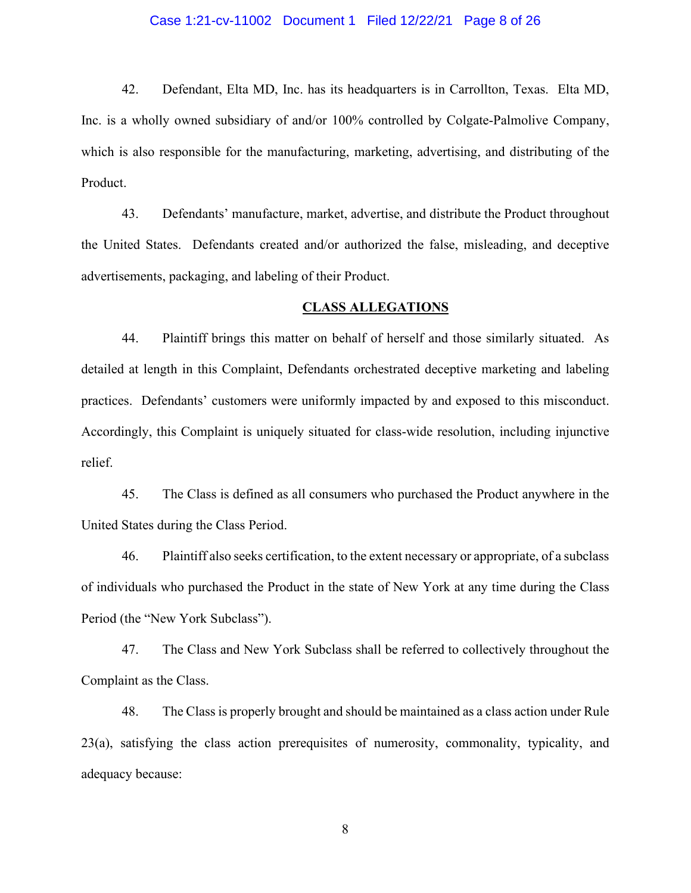42. Defendant, Elta MD, Inc. has its headquarters is in Carrollton, Texas. Elta MD, Inc. is a wholly owned subsidiary of and/or 100% controlled by Colgate-Palmolive Company, which is also responsible for the manufacturing, marketing, advertising, and distributing of the Product.

43. Defendants' manufacture, market, advertise, and distribute the Product throughout the United States. Defendants created and/or authorized the false, misleading, and deceptive advertisements, packaging, and labeling of their Product.

## **CLASS ALLEGATIONS**

44. Plaintiff brings this matter on behalf of herself and those similarly situated. As detailed at length in this Complaint, Defendants orchestrated deceptive marketing and labeling practices. Defendants' customers were uniformly impacted by and exposed to this misconduct. Accordingly, this Complaint is uniquely situated for class-wide resolution, including injunctive relief.

45. The Class is defined as all consumers who purchased the Product anywhere in the United States during the Class Period.

46. Plaintiff also seeks certification, to the extent necessary or appropriate, of a subclass of individuals who purchased the Product in the state of New York at any time during the Class Period (the "New York Subclass").

47. The Class and New York Subclass shall be referred to collectively throughout the Complaint as the Class.

48. The Class is properly brought and should be maintained as a class action under Rule 23(a), satisfying the class action prerequisites of numerosity, commonality, typicality, and adequacy because: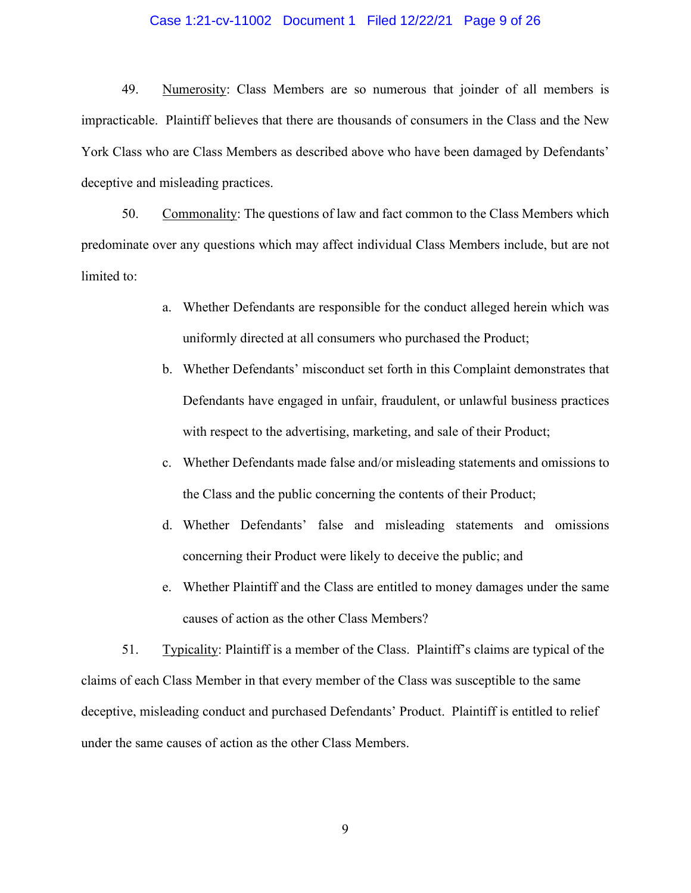49. Numerosity: Class Members are so numerous that joinder of all members is impracticable. Plaintiff believes that there are thousands of consumers in the Class and the New York Class who are Class Members as described above who have been damaged by Defendants' deceptive and misleading practices.

50. Commonality: The questions of law and fact common to the Class Members which predominate over any questions which may affect individual Class Members include, but are not limited to:

a. Whether Defendants are responsible for the conduct alleged herein which was uniformly directed at all consumers who purchased the Product;

b. Whether Defendants' misconduct set forth in this Complaint demonstrates that Defendants have engaged in unfair, fraudulent, or unlawful business practices with respect to the advertising, marketing, and sale of their Product;

c. Whether Defendants made false and/or misleading statements and omissions to the Class and the public concerning the contents of their Product;

d. Whether Defendants' false and misleading statements and omissions concerning their Product were likely to deceive the public; and

e. Whether Plaintiff and the Class are entitled to money damages under the same causes of action as the other Class Members?

51. Typicality: Plaintiff is a member of the Class. Plaintiff's claims are typical of the claims of each Class Member in that every member of the Class was susceptible to the same deceptive, misleading conduct and purchased Defendants' Product. Plaintiff is entitled to relief under the same causes of action as the other Class Members.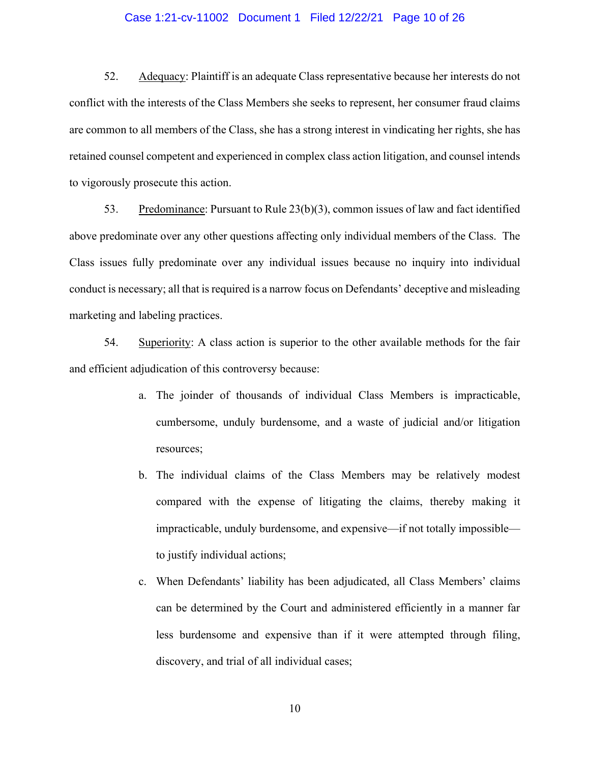52. Adequacy: Plaintiff is an adequate Class representative because her interests do not conflict with the interests of the Class Members she seeks to represent, her consumer fraud claims are common to all members of the Class, she has a strong interest in vindicating her rights, she has retained counsel competent and experienced in complex class action litigation, and counsel intends to vigorously prosecute this action.

53. Predominance: Pursuant to Rule 23(b)(3), common issues of law and fact identified above predominate over any other questions affecting only individual members of the Class. The Class issues fully predominate over any individual issues because no inquiry into individual conduct is necessary; all that is required is a narrow focus on Defendants' deceptive and misleading marketing and labeling practices.

54. Superiority: A class action is superior to the other available methods for the fair and efficient adjudication of this controversy because:

a. The joinder of thousands of individual Class Members is impracticable, cumbersome, unduly burdensome, and a waste of judicial and/or litigation resources;

b. The individual claims of the Class Members may be relatively modest compared with the expense of litigating the claims, thereby making it impracticable, unduly burdensome, and expensive—if not totally impossible—to justify individual actions;

c. When Defendants' liability has been adjudicated, all Class Members' claims can be determined by the Court and administered efficiently in a manner far less burdensome and expensive than if it were attempted through filing, discovery, and trial of all individual cases;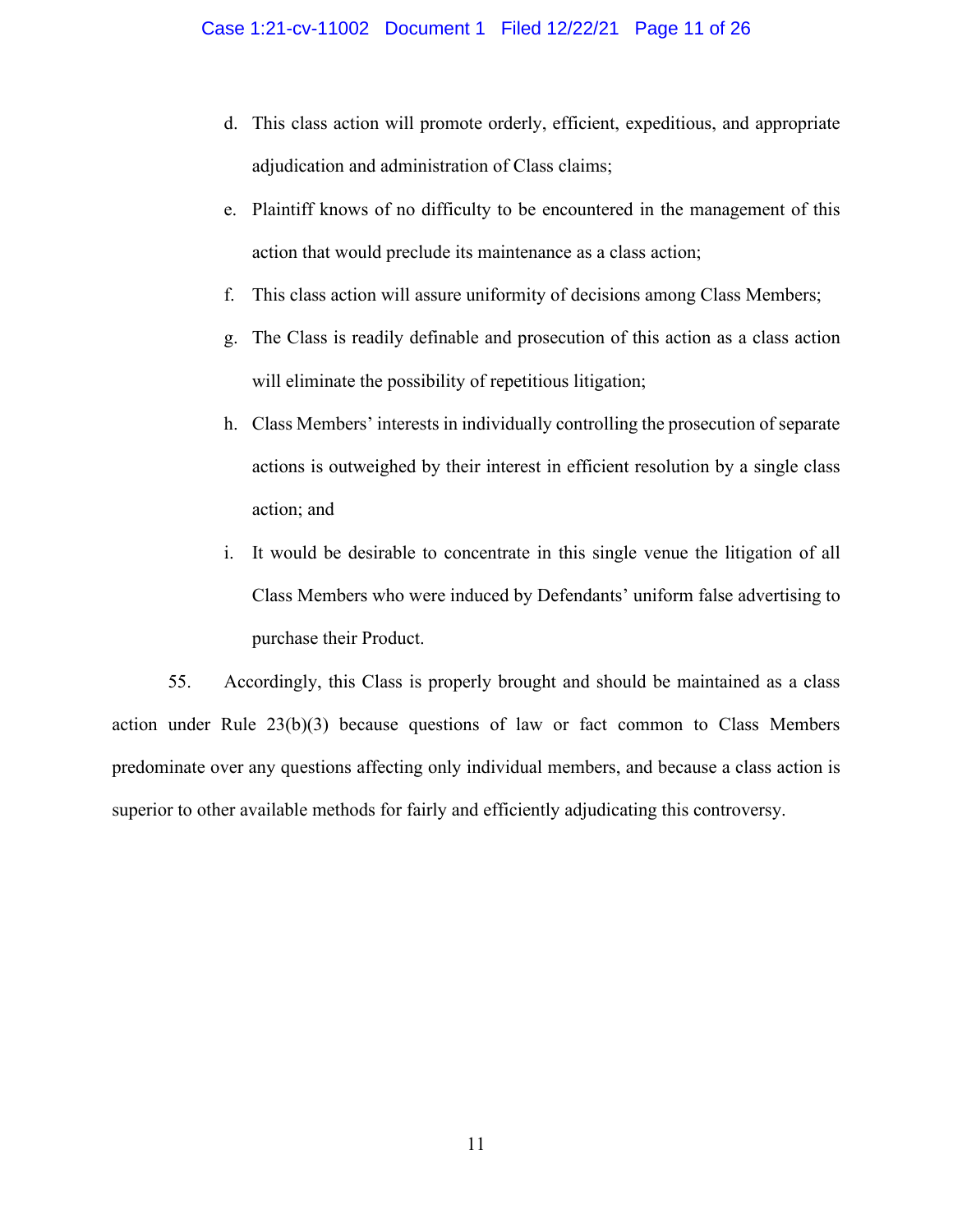d. This class action will promote orderly, efficient, expeditious, and appropriate adjudication and administration of Class claims;

e. Plaintiff knows of no difficulty to be encountered in the management of this action that would preclude its maintenance as a class action;

f. This class action will assure uniformity of decisions among Class Members;

g. The Class is readily definable and prosecution of this action as a class action will eliminate the possibility of repetitious litigation;

h. Class Members' interests in individually controlling the prosecution of separate actions is outweighed by their interest in efficient resolution by a single class action; and

i. It would be desirable to concentrate in this single venue the litigation of all Class Members who were induced by Defendants' uniform false advertising to purchase their Product.

55. Accordingly, this Class is properly brought and should be maintained as a class action under Rule 23(b)(3) because questions of law or fact common to Class Members predominate over any questions affecting only individual members, and because a class action is superior to other available methods for fairly and efficiently adjudicating this controversy.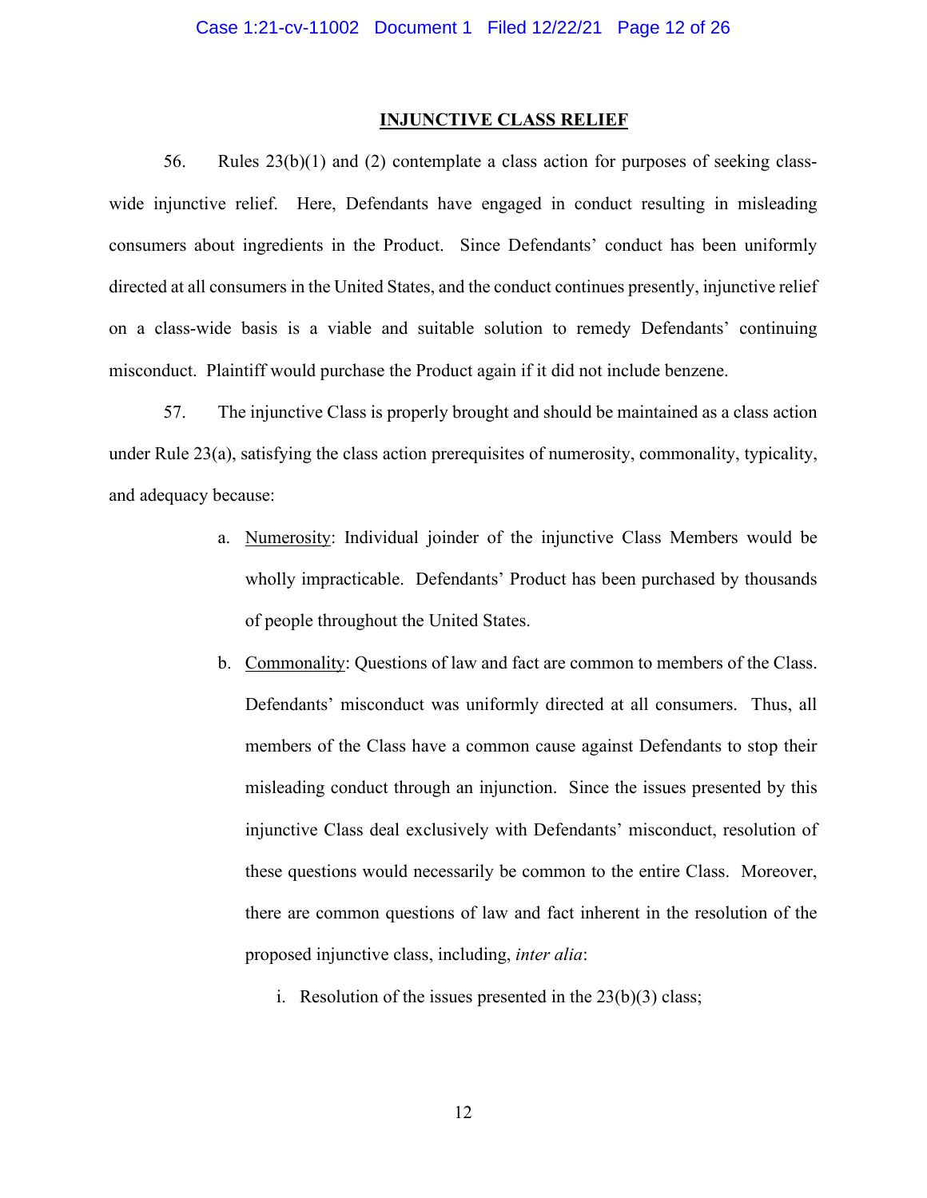**INJUNCTIVE CLASS RELIEF**

56. Rules 23(b)(1) and (2) contemplate a class action for purposes of seeking class-wide injunctive relief. Here, Defendants have engaged in conduct resulting in misleading consumers about ingredients in the Product. Since Defendants' conduct has been uniformly directed at all consumers in the United States, and the conduct continues presently, injunctive relief on a class-wide basis is a viable and suitable solution to remedy Defendants' continuing misconduct. Plaintiff would purchase the Product again if it did not include benzene.

57. The injunctive Class is properly brought and should be maintained as a class action under Rule 23(a), satisfying the class action prerequisites of numerosity, commonality, typicality, and adequacy because:

a. Numerosity: Individual joinder of the injunctive Class Members would be wholly impracticable. Defendants' Product has been purchased by thousands of people throughout the United States.

b. Commonality: Questions of law and fact are common to members of the Class. Defendants' misconduct was uniformly directed at all consumers. Thus, all members of the Class have a common cause against Defendants to stop their misleading conduct through an injunction. Since the issues presented by this injunctive Class deal exclusively with Defendants' misconduct, resolution of these questions would necessarily be common to the entire Class. Moreover, there are common questions of law and fact inherent in the resolution of the proposed injunctive class, including, *inter alia*:

   i. Resolution of the issues presented in the 23(b)(3) class;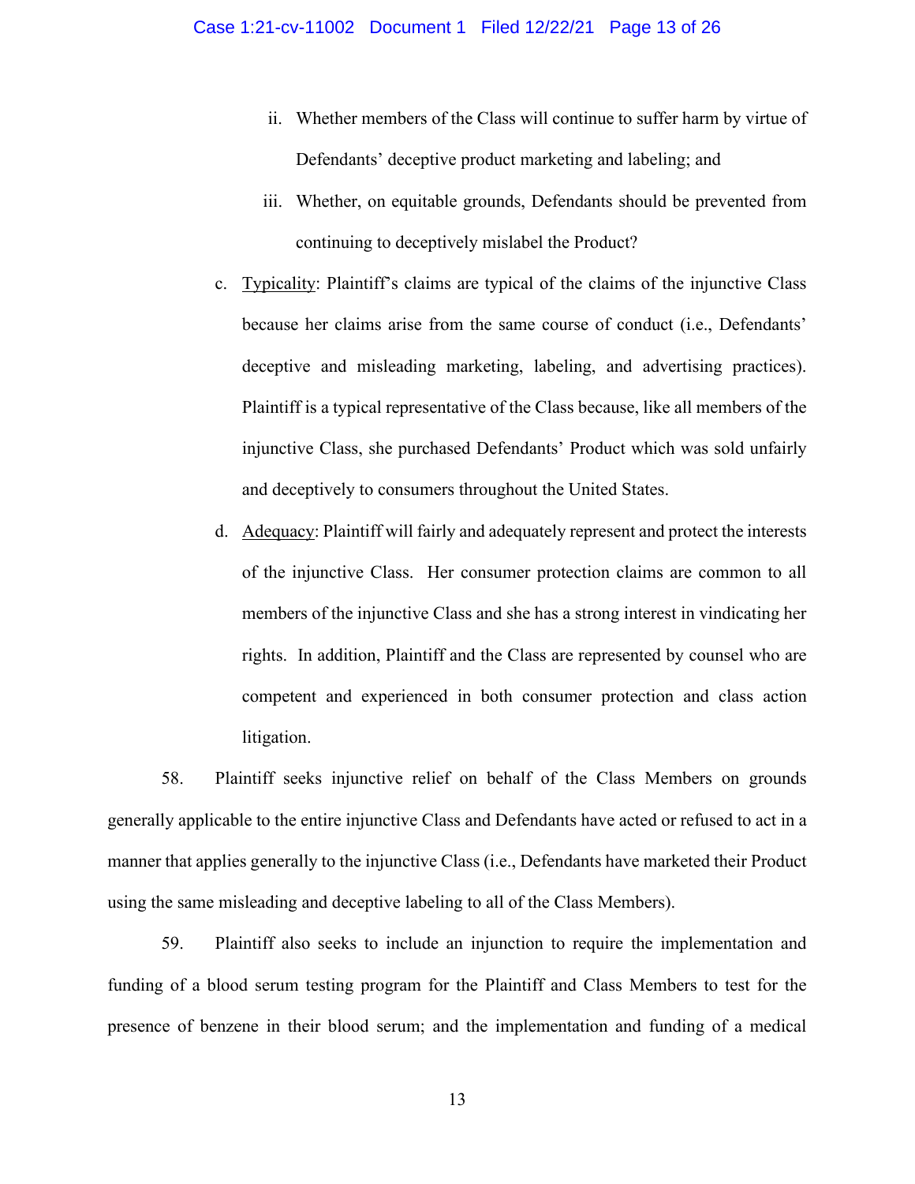ii. Whether members of the Class will continue to suffer harm by virtue of Defendants' deceptive product marketing and labeling; and

iii. Whether, on equitable grounds, Defendants should be prevented from continuing to deceptively mislabel the Product?

c. Typicality: Plaintiff's claims are typical of the claims of the injunctive Class because her claims arise from the same course of conduct (i.e., Defendants' deceptive and misleading marketing, labeling, and advertising practices). Plaintiff is a typical representative of the Class because, like all members of the injunctive Class, she purchased Defendants' Product which was sold unfairly and deceptively to consumers throughout the United States.

d. Adequacy: Plaintiff will fairly and adequately represent and protect the interests of the injunctive Class. Her consumer protection claims are common to all members of the injunctive Class and she has a strong interest in vindicating her rights. In addition, Plaintiff and the Class are represented by counsel who are competent and experienced in both consumer protection and class action litigation.

58. Plaintiff seeks injunctive relief on behalf of the Class Members on grounds generally applicable to the entire injunctive Class and Defendants have acted or refused to act in a manner that applies generally to the injunctive Class (i.e., Defendants have marketed their Product using the same misleading and deceptive labeling to all of the Class Members).

59. Plaintiff also seeks to include an injunction to require the implementation and funding of a blood serum testing program for the Plaintiff and Class Members to test for the presence of benzene in their blood serum; and the implementation and funding of a medical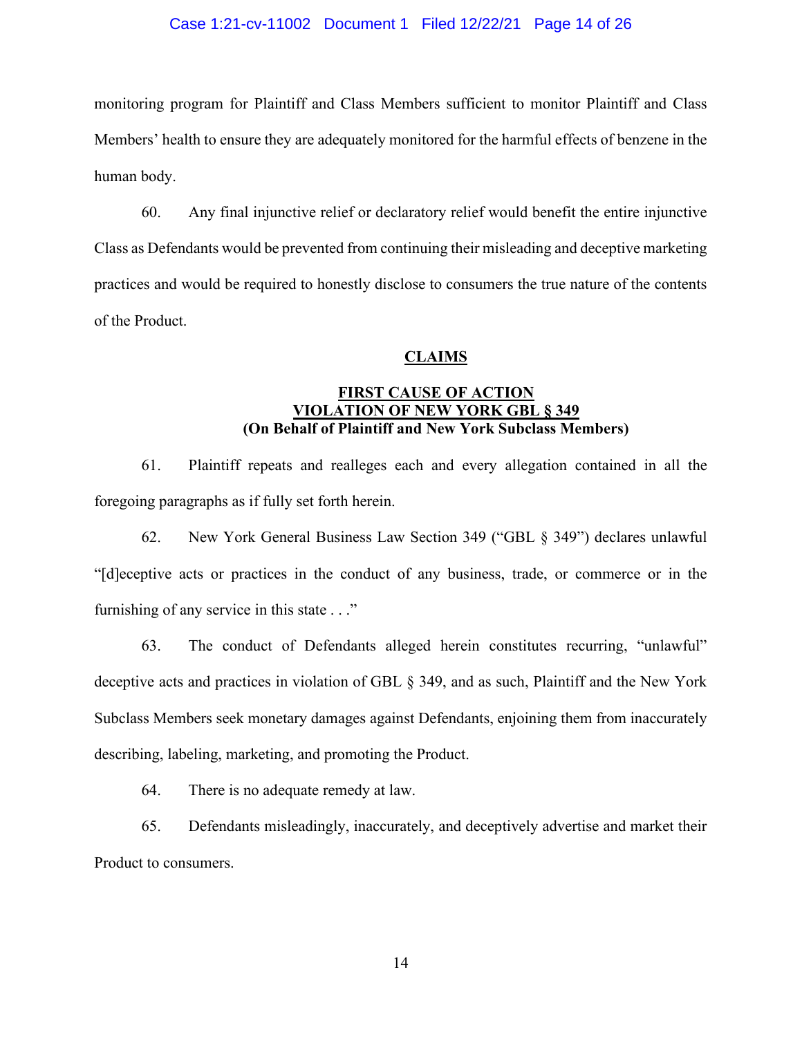monitoring program for Plaintiff and Class Members sufficient to monitor Plaintiff and Class Members' health to ensure they are adequately monitored for the harmful effects of benzene in the human body.

60. Any final injunctive relief or declaratory relief would benefit the entire injunctive Class as Defendants would be prevented from continuing their misleading and deceptive marketing practices and would be required to honestly disclose to consumers the true nature of the contents of the Product.

## CLAIMS

### FIRST CAUSE OF ACTION
### VIOLATION OF NEW YORK GBL § 349
### (On Behalf of Plaintiff and New York Subclass Members)

61. Plaintiff repeats and realleges each and every allegation contained in all the foregoing paragraphs as if fully set forth herein.

62. New York General Business Law Section 349 ("GBL § 349") declares unlawful "[d]eceptive acts or practices in the conduct of any business, trade, or commerce or in the furnishing of any service in this state . . ."

63. The conduct of Defendants alleged herein constitutes recurring, "unlawful" deceptive acts and practices in violation of GBL § 349, and as such, Plaintiff and the New York Subclass Members seek monetary damages against Defendants, enjoining them from inaccurately describing, labeling, marketing, and promoting the Product.

64. There is no adequate remedy at law.

65. Defendants misleadingly, inaccurately, and deceptively advertise and market their Product to consumers.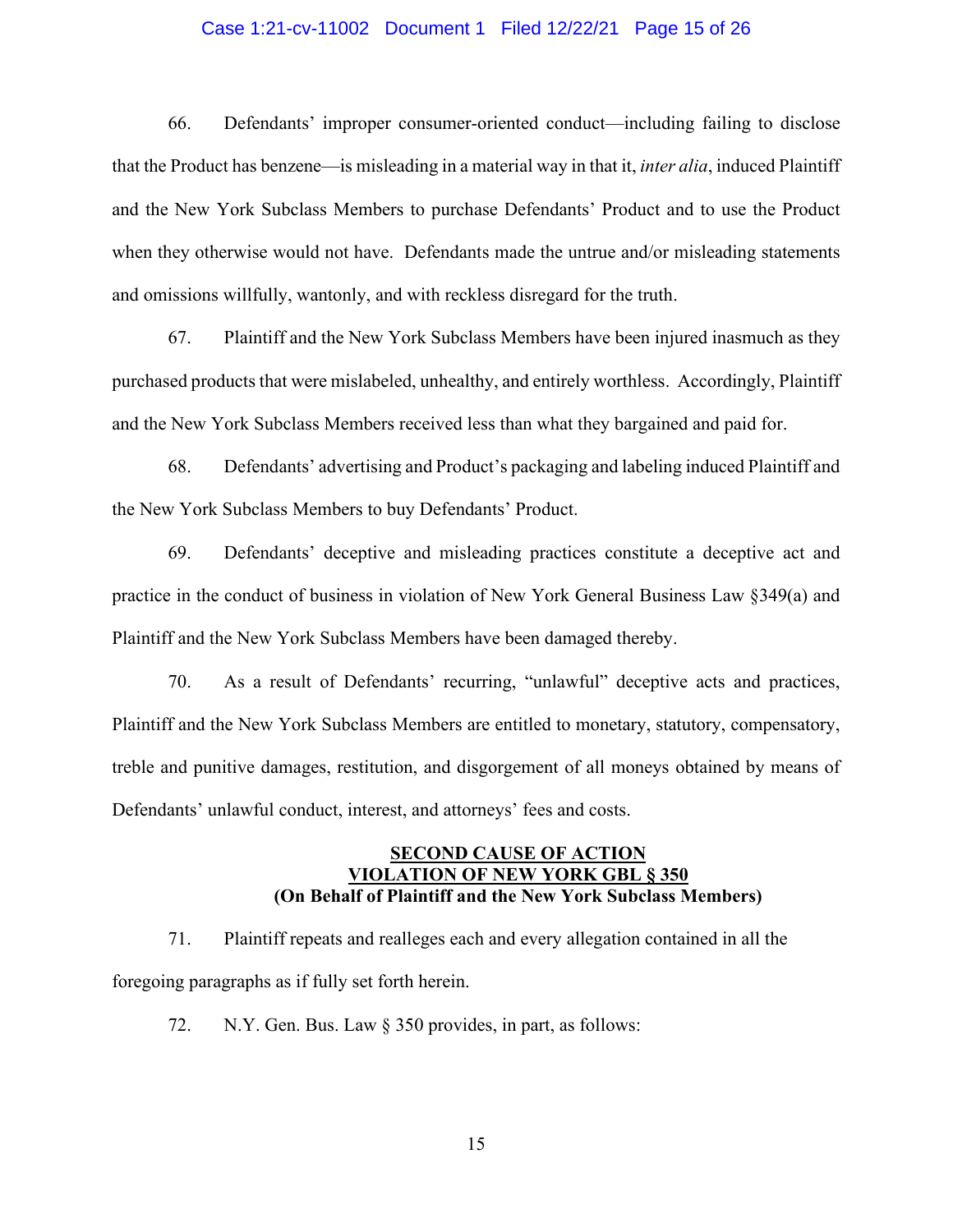66. Defendants' improper consumer-oriented conduct—including failing to disclose that the Product has benzene—is misleading in a material way in that it, *inter alia*, induced Plaintiff and the New York Subclass Members to purchase Defendants' Product and to use the Product when they otherwise would not have. Defendants made the untrue and/or misleading statements and omissions willfully, wantonly, and with reckless disregard for the truth.

67. Plaintiff and the New York Subclass Members have been injured inasmuch as they purchased products that were mislabeled, unhealthy, and entirely worthless. Accordingly, Plaintiff and the New York Subclass Members received less than what they bargained and paid for.

68. Defendants' advertising and Product's packaging and labeling induced Plaintiff and the New York Subclass Members to buy Defendants' Product.

69. Defendants' deceptive and misleading practices constitute a deceptive act and practice in the conduct of business in violation of New York General Business Law §349(a) and Plaintiff and the New York Subclass Members have been damaged thereby.

70. As a result of Defendants' recurring, "unlawful" deceptive acts and practices, Plaintiff and the New York Subclass Members are entitled to monetary, statutory, compensatory, treble and punitive damages, restitution, and disgorgement of all moneys obtained by means of Defendants' unlawful conduct, interest, and attorneys' fees and costs.

**SECOND CAUSE OF ACTION**
**VIOLATION OF NEW YORK GBL § 350**
**(On Behalf of Plaintiff and the New York Subclass Members)**

71. Plaintiff repeats and realleges each and every allegation contained in all the foregoing paragraphs as if fully set forth herein.

72. N.Y. Gen. Bus. Law § 350 provides, in part, as follows: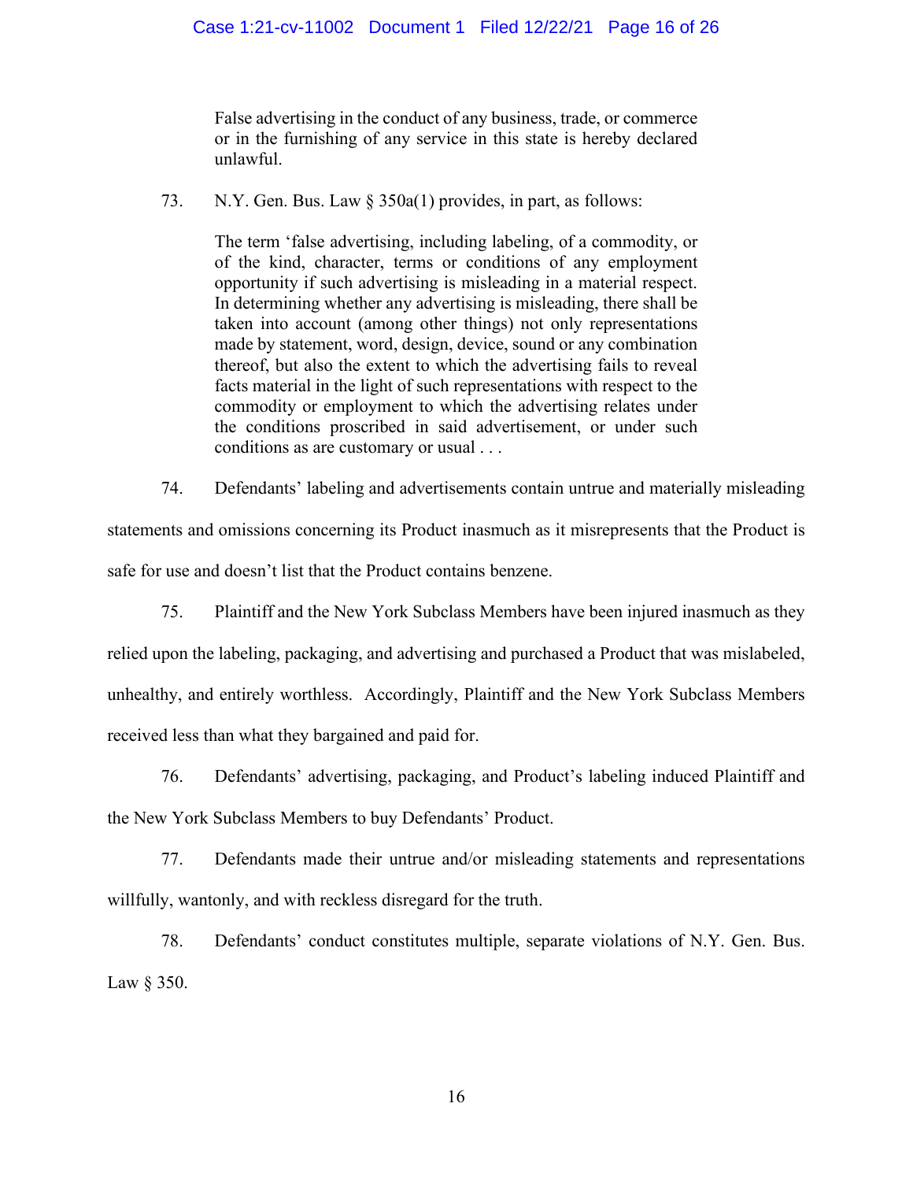> False advertising in the conduct of any business, trade, or commerce or in the furnishing of any service in this state is hereby declared unlawful.

73. N.Y. Gen. Bus. Law § 350a(1) provides, in part, as follows:

> The term 'false advertising, including labeling, of a commodity, or of the kind, character, terms or conditions of any employment opportunity if such advertising is misleading in a material respect. In determining whether any advertising is misleading, there shall be taken into account (among other things) not only representations made by statement, word, design, device, sound or any combination thereof, but also the extent to which the advertising fails to reveal facts material in the light of such representations with respect to the commodity or employment to which the advertising relates under the conditions proscribed in said advertisement, or under such conditions as are customary or usual . . .

74. Defendants' labeling and advertisements contain untrue and materially misleading statements and omissions concerning its Product inasmuch as it misrepresents that the Product is safe for use and doesn't list that the Product contains benzene.

75. Plaintiff and the New York Subclass Members have been injured inasmuch as they relied upon the labeling, packaging, and advertising and purchased a Product that was mislabeled, unhealthy, and entirely worthless. Accordingly, Plaintiff and the New York Subclass Members received less than what they bargained and paid for.

76. Defendants' advertising, packaging, and Product's labeling induced Plaintiff and the New York Subclass Members to buy Defendants' Product.

77. Defendants made their untrue and/or misleading statements and representations willfully, wantonly, and with reckless disregard for the truth.

78. Defendants' conduct constitutes multiple, separate violations of N.Y. Gen. Bus. Law § 350.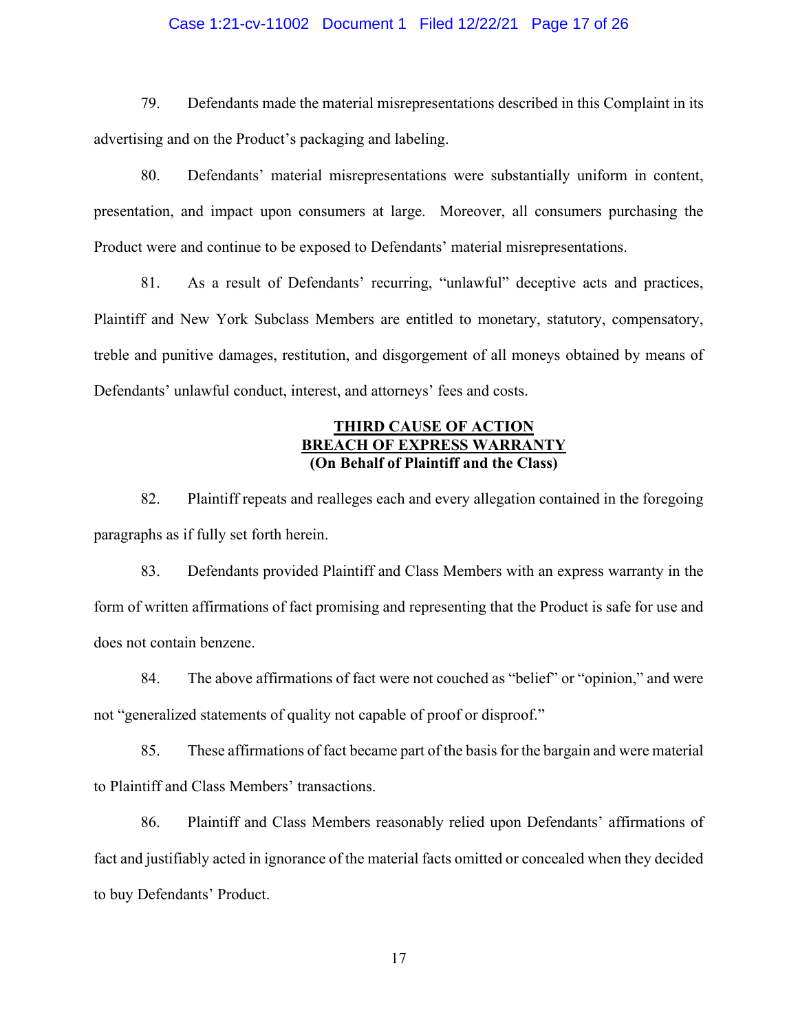79. Defendants made the material misrepresentations described in this Complaint in its advertising and on the Product's packaging and labeling.

80. Defendants' material misrepresentations were substantially uniform in content, presentation, and impact upon consumers at large. Moreover, all consumers purchasing the Product were and continue to be exposed to Defendants' material misrepresentations.

81. As a result of Defendants' recurring, "unlawful" deceptive acts and practices, Plaintiff and New York Subclass Members are entitled to monetary, statutory, compensatory, treble and punitive damages, restitution, and disgorgement of all moneys obtained by means of Defendants' unlawful conduct, interest, and attorneys' fees and costs.

## THIRD CAUSE OF ACTION
## BREACH OF EXPRESS WARRANTY
**(On Behalf of Plaintiff and the Class)**

82. Plaintiff repeats and realleges each and every allegation contained in the foregoing paragraphs as if fully set forth herein.

83. Defendants provided Plaintiff and Class Members with an express warranty in the form of written affirmations of fact promising and representing that the Product is safe for use and does not contain benzene.

84. The above affirmations of fact were not couched as "belief" or "opinion," and were not "generalized statements of quality not capable of proof or disproof."

85. These affirmations of fact became part of the basis for the bargain and were material to Plaintiff and Class Members' transactions.

86. Plaintiff and Class Members reasonably relied upon Defendants' affirmations of fact and justifiably acted in ignorance of the material facts omitted or concealed when they decided to buy Defendants' Product.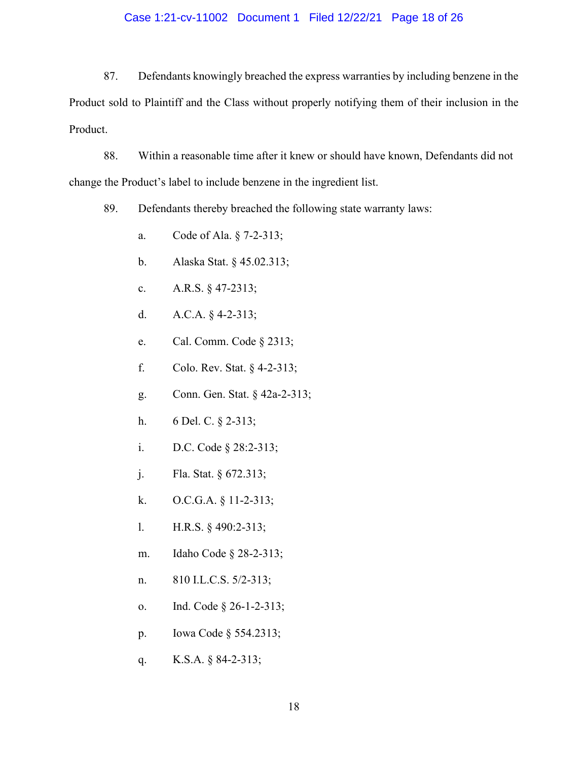87. Defendants knowingly breached the express warranties by including benzene in the Product sold to Plaintiff and the Class without properly notifying them of their inclusion in the Product.

88. Within a reasonable time after it knew or should have known, Defendants did not change the Product's label to include benzene in the ingredient list.

89. Defendants thereby breached the following state warranty laws:

a. Code of Ala. § 7-2-313;

b. Alaska Stat. § 45.02.313;

c. A.R.S. § 47-2313;

d. A.C.A. § 4-2-313;

e. Cal. Comm. Code § 2313;

f. Colo. Rev. Stat. § 4-2-313;

g. Conn. Gen. Stat. § 42a-2-313;

h. 6 Del. C. § 2-313;

i. D.C. Code § 28:2-313;

j. Fla. Stat. § 672.313;

k. O.C.G.A. § 11-2-313;

l. H.R.S. § 490:2-313;

m. Idaho Code § 28-2-313;

n. 810 I.L.C.S. 5/2-313;

o. Ind. Code § 26-1-2-313;

p. Iowa Code § 554.2313;

q. K.S.A. § 84-2-313;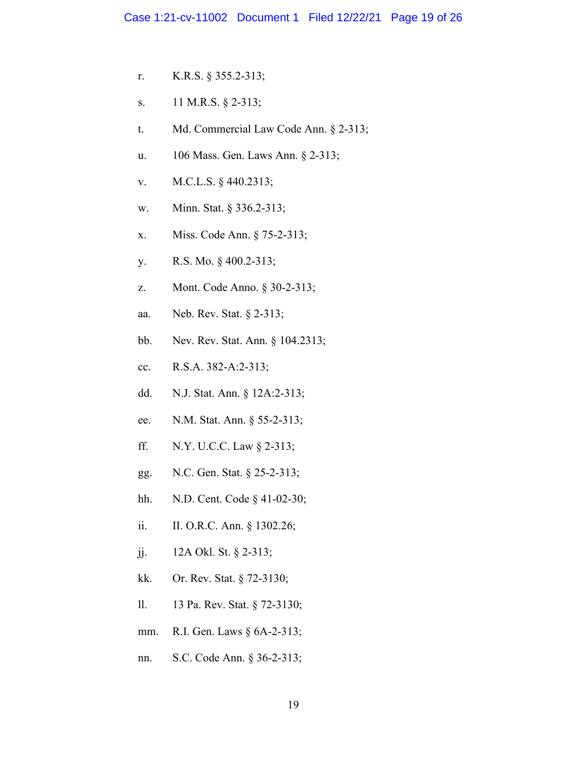r. K.R.S. § 355.2-313;

s. 11 M.R.S. § 2-313;

t. Md. Commercial Law Code Ann. § 2-313;

u. 106 Mass. Gen. Laws Ann. § 2-313;

v. M.C.L.S. § 440.2313;

w. Minn. Stat. § 336.2-313;

x. Miss. Code Ann. § 75-2-313;

y. R.S. Mo. § 400.2-313;

z. Mont. Code Anno. § 30-2-313;

aa. Neb. Rev. Stat. § 2-313;

bb. Nev. Rev. Stat. Ann. § 104.2313;

cc. R.S.A. 382-A:2-313;

dd. N.J. Stat. Ann. § 12A:2-313;

ee. N.M. Stat. Ann. § 55-2-313;

ff. N.Y. U.C.C. Law § 2-313;

gg. N.C. Gen. Stat. § 25-2-313;

hh. N.D. Cent. Code § 41-02-30;

ii. II. O.R.C. Ann. § 1302.26;

jj. 12A Okl. St. § 2-313;

kk. Or. Rev. Stat. § 72-3130;

ll. 13 Pa. Rev. Stat. § 72-3130;

mm. R.I. Gen. Laws § 6A-2-313;

nn. S.C. Code Ann. § 36-2-313;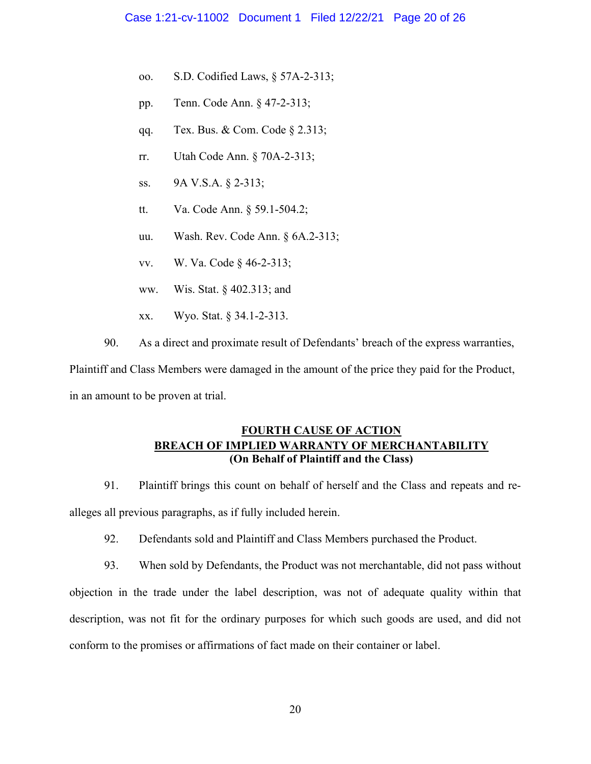oo. S.D. Codified Laws, § 57A-2-313;

pp. Tenn. Code Ann. § 47-2-313;

qq. Tex. Bus. & Com. Code § 2.313;

rr. Utah Code Ann. § 70A-2-313;

ss. 9A V.S.A. § 2-313;

tt. Va. Code Ann. § 59.1-504.2;

uu. Wash. Rev. Code Ann. § 6A.2-313;

vv. W. Va. Code § 46-2-313;

ww. Wis. Stat. § 402.313; and

xx. Wyo. Stat. § 34.1-2-313.

90. As a direct and proximate result of Defendants' breach of the express warranties, Plaintiff and Class Members were damaged in the amount of the price they paid for the Product, in an amount to be proven at trial.

## FOURTH CAUSE OF ACTION
## BREACH OF IMPLIED WARRANTY OF MERCHANTABILITY
**(On Behalf of Plaintiff and the Class)**

91. Plaintiff brings this count on behalf of herself and the Class and repeats and re-alleges all previous paragraphs, as if fully included herein.

92. Defendants sold and Plaintiff and Class Members purchased the Product.

93. When sold by Defendants, the Product was not merchantable, did not pass without objection in the trade under the label description, was not of adequate quality within that description, was not fit for the ordinary purposes for which such goods are used, and did not conform to the promises or affirmations of fact made on their container or label.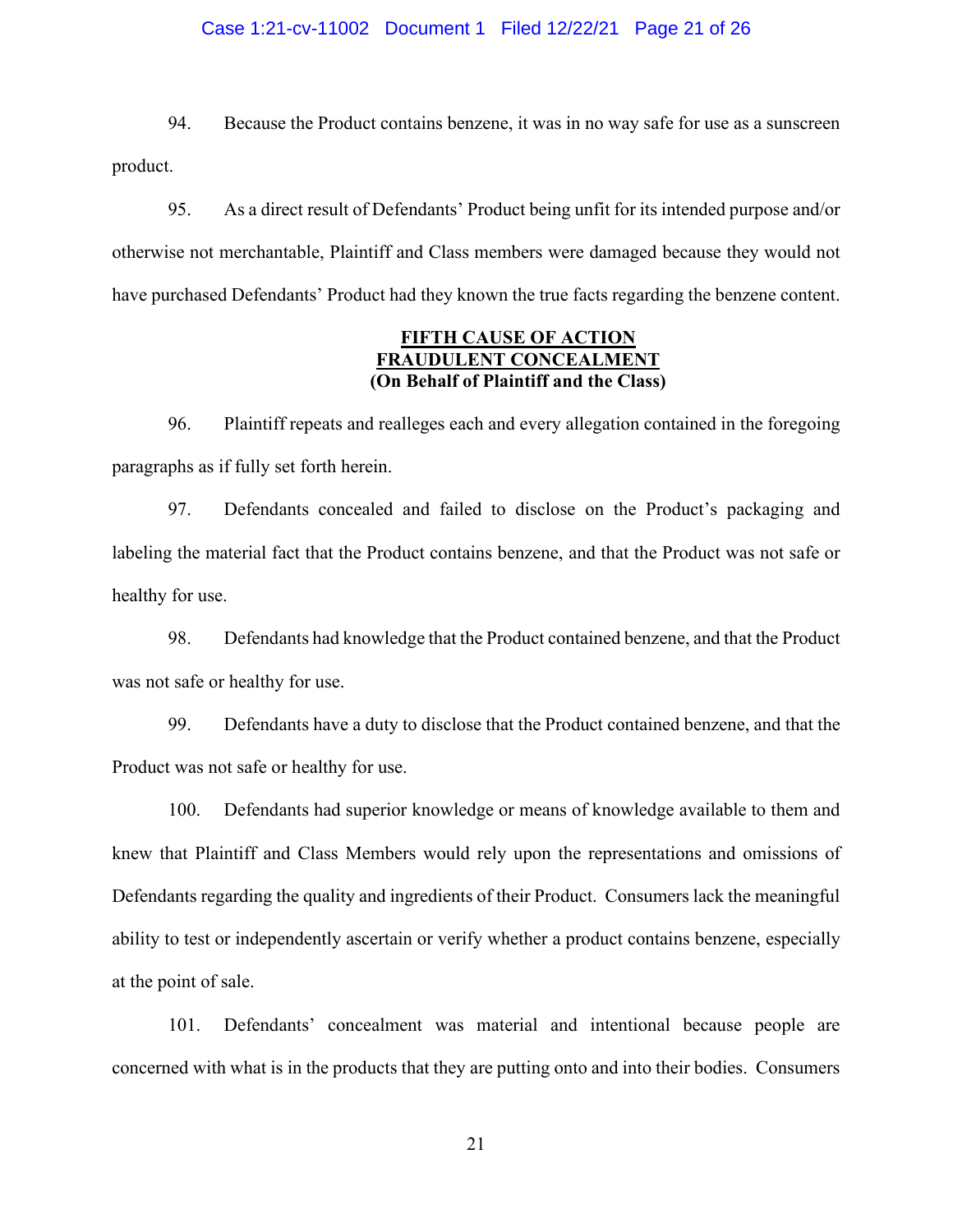94. Because the Product contains benzene, it was in no way safe for use as a sunscreen product.

95. As a direct result of Defendants' Product being unfit for its intended purpose and/or otherwise not merchantable, Plaintiff and Class members were damaged because they would not have purchased Defendants' Product had they known the true facts regarding the benzene content.

**FIFTH CAUSE OF ACTION**
**FRAUDULENT CONCEALMENT**
**(On Behalf of Plaintiff and the Class)**

96. Plaintiff repeats and realleges each and every allegation contained in the foregoing paragraphs as if fully set forth herein.

97. Defendants concealed and failed to disclose on the Product's packaging and labeling the material fact that the Product contains benzene, and that the Product was not safe or healthy for use.

98. Defendants had knowledge that the Product contained benzene, and that the Product was not safe or healthy for use.

99. Defendants have a duty to disclose that the Product contained benzene, and that the Product was not safe or healthy for use.

100. Defendants had superior knowledge or means of knowledge available to them and knew that Plaintiff and Class Members would rely upon the representations and omissions of Defendants regarding the quality and ingredients of their Product. Consumers lack the meaningful ability to test or independently ascertain or verify whether a product contains benzene, especially at the point of sale.

101. Defendants' concealment was material and intentional because people are concerned with what is in the products that they are putting onto and into their bodies. Consumers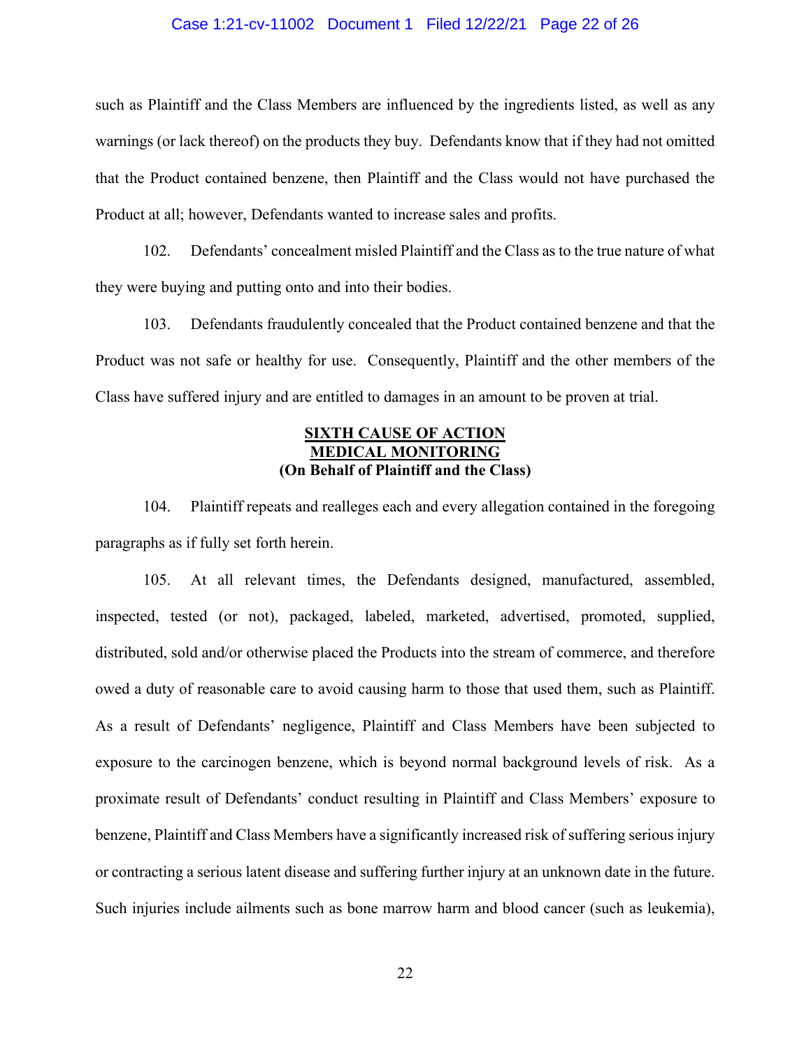such as Plaintiff and the Class Members are influenced by the ingredients listed, as well as any warnings (or lack thereof) on the products they buy. Defendants know that if they had not omitted that the Product contained benzene, then Plaintiff and the Class would not have purchased the Product at all; however, Defendants wanted to increase sales and profits.

102. Defendants' concealment misled Plaintiff and the Class as to the true nature of what they were buying and putting onto and into their bodies.

103. Defendants fraudulently concealed that the Product contained benzene and that the Product was not safe or healthy for use. Consequently, Plaintiff and the other members of the Class have suffered injury and are entitled to damages in an amount to be proven at trial.

**SIXTH CAUSE OF ACTION**
**MEDICAL MONITORING**
**(On Behalf of Plaintiff and the Class)**

104. Plaintiff repeats and realleges each and every allegation contained in the foregoing paragraphs as if fully set forth herein.

105. At all relevant times, the Defendants designed, manufactured, assembled, inspected, tested (or not), packaged, labeled, marketed, advertised, promoted, supplied, distributed, sold and/or otherwise placed the Products into the stream of commerce, and therefore owed a duty of reasonable care to avoid causing harm to those that used them, such as Plaintiff. As a result of Defendants' negligence, Plaintiff and Class Members have been subjected to exposure to the carcinogen benzene, which is beyond normal background levels of risk. As a proximate result of Defendants' conduct resulting in Plaintiff and Class Members' exposure to benzene, Plaintiff and Class Members have a significantly increased risk of suffering serious injury or contracting a serious latent disease and suffering further injury at an unknown date in the future. Such injuries include ailments such as bone marrow harm and blood cancer (such as leukemia),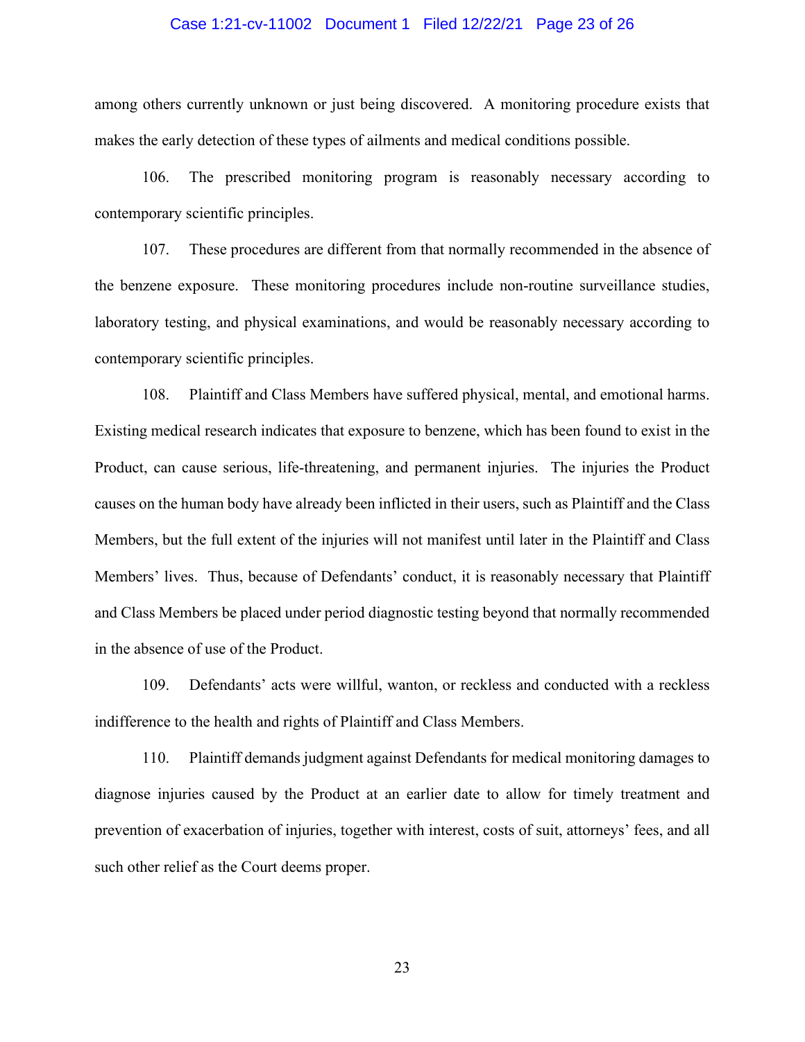among others currently unknown or just being discovered. A monitoring procedure exists that makes the early detection of these types of ailments and medical conditions possible.

106. The prescribed monitoring program is reasonably necessary according to contemporary scientific principles.

107. These procedures are different from that normally recommended in the absence of the benzene exposure. These monitoring procedures include non-routine surveillance studies, laboratory testing, and physical examinations, and would be reasonably necessary according to contemporary scientific principles.

108. Plaintiff and Class Members have suffered physical, mental, and emotional harms. Existing medical research indicates that exposure to benzene, which has been found to exist in the Product, can cause serious, life-threatening, and permanent injuries. The injuries the Product causes on the human body have already been inflicted in their users, such as Plaintiff and the Class Members, but the full extent of the injuries will not manifest until later in the Plaintiff and Class Members' lives. Thus, because of Defendants' conduct, it is reasonably necessary that Plaintiff and Class Members be placed under period diagnostic testing beyond that normally recommended in the absence of use of the Product.

109. Defendants' acts were willful, wanton, or reckless and conducted with a reckless indifference to the health and rights of Plaintiff and Class Members.

110. Plaintiff demands judgment against Defendants for medical monitoring damages to diagnose injuries caused by the Product at an earlier date to allow for timely treatment and prevention of exacerbation of injuries, together with interest, costs of suit, attorneys' fees, and all such other relief as the Court deems proper.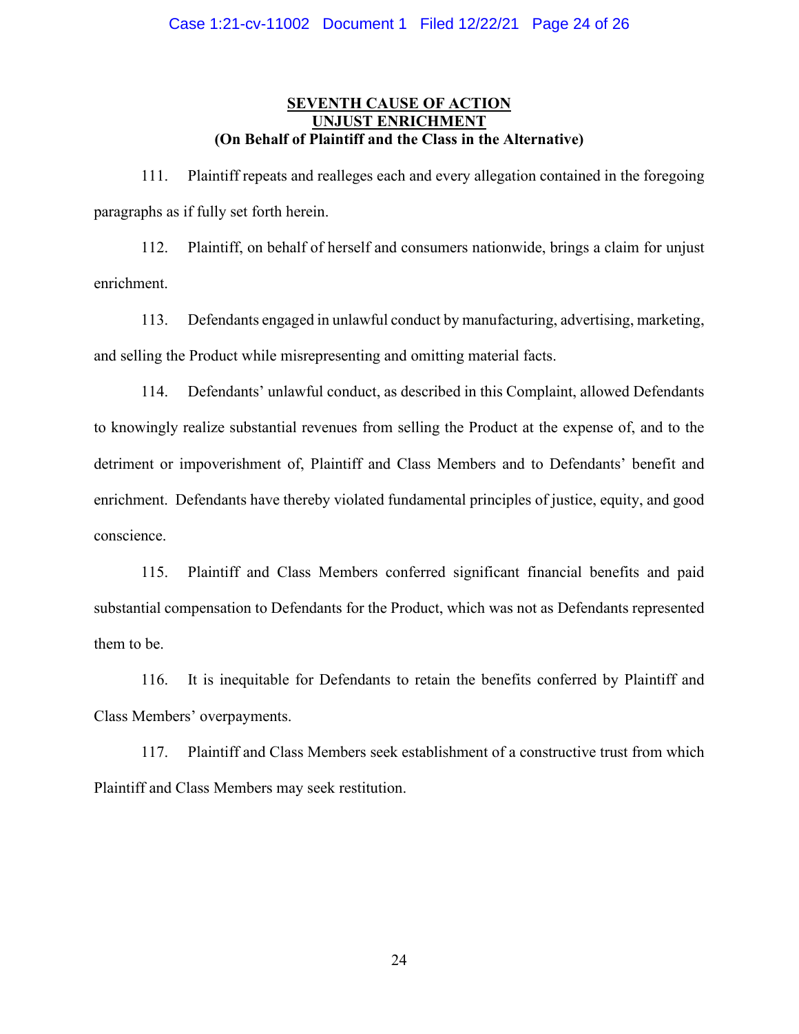## SEVENTH CAUSE OF ACTION
## UNJUST ENRICHMENT
### (On Behalf of Plaintiff and the Class in the Alternative)

111. Plaintiff repeats and realleges each and every allegation contained in the foregoing paragraphs as if fully set forth herein.

112. Plaintiff, on behalf of herself and consumers nationwide, brings a claim for unjust enrichment.

113. Defendants engaged in unlawful conduct by manufacturing, advertising, marketing, and selling the Product while misrepresenting and omitting material facts.

114. Defendants' unlawful conduct, as described in this Complaint, allowed Defendants to knowingly realize substantial revenues from selling the Product at the expense of, and to the detriment or impoverishment of, Plaintiff and Class Members and to Defendants' benefit and enrichment. Defendants have thereby violated fundamental principles of justice, equity, and good conscience.

115. Plaintiff and Class Members conferred significant financial benefits and paid substantial compensation to Defendants for the Product, which was not as Defendants represented them to be.

116. It is inequitable for Defendants to retain the benefits conferred by Plaintiff and Class Members' overpayments.

117. Plaintiff and Class Members seek establishment of a constructive trust from which Plaintiff and Class Members may seek restitution.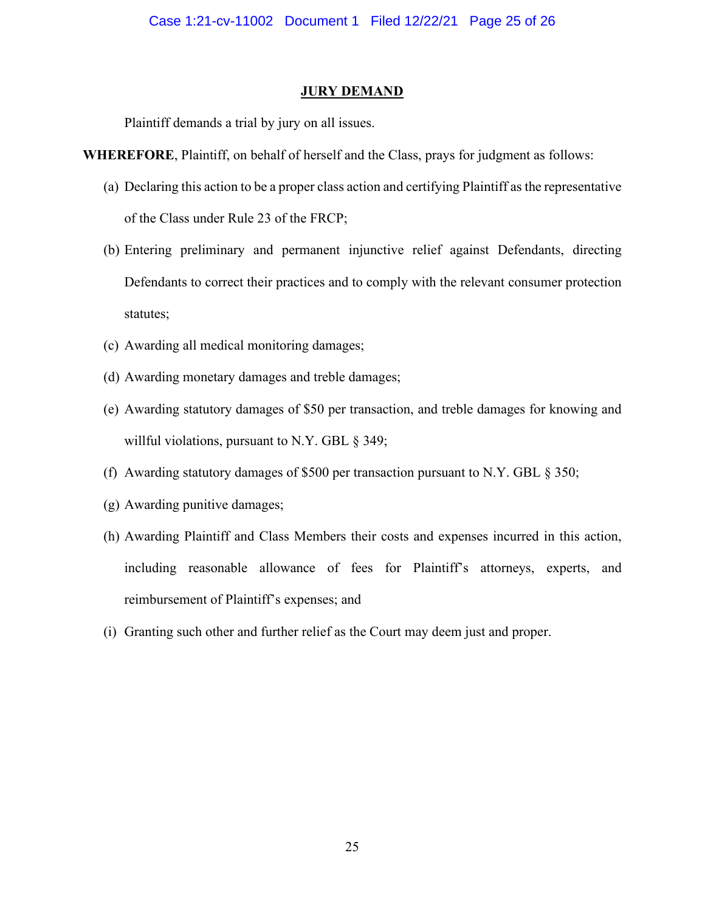## JURY DEMAND

Plaintiff demands a trial by jury on all issues.

**WHEREFORE**, Plaintiff, on behalf of herself and the Class, prays for judgment as follows:

(a) Declaring this action to be a proper class action and certifying Plaintiff as the representative of the Class under Rule 23 of the FRCP;

(b) Entering preliminary and permanent injunctive relief against Defendants, directing Defendants to correct their practices and to comply with the relevant consumer protection statutes;

(c) Awarding all medical monitoring damages;

(d) Awarding monetary damages and treble damages;

(e) Awarding statutory damages of $50 per transaction, and treble damages for knowing and willful violations, pursuant to N.Y. GBL § 349;

(f) Awarding statutory damages of $500 per transaction pursuant to N.Y. GBL § 350;

(g) Awarding punitive damages;

(h) Awarding Plaintiff and Class Members their costs and expenses incurred in this action, including reasonable allowance of fees for Plaintiff's attorneys, experts, and reimbursement of Plaintiff's expenses; and

(i) Granting such other and further relief as the Court may deem just and proper.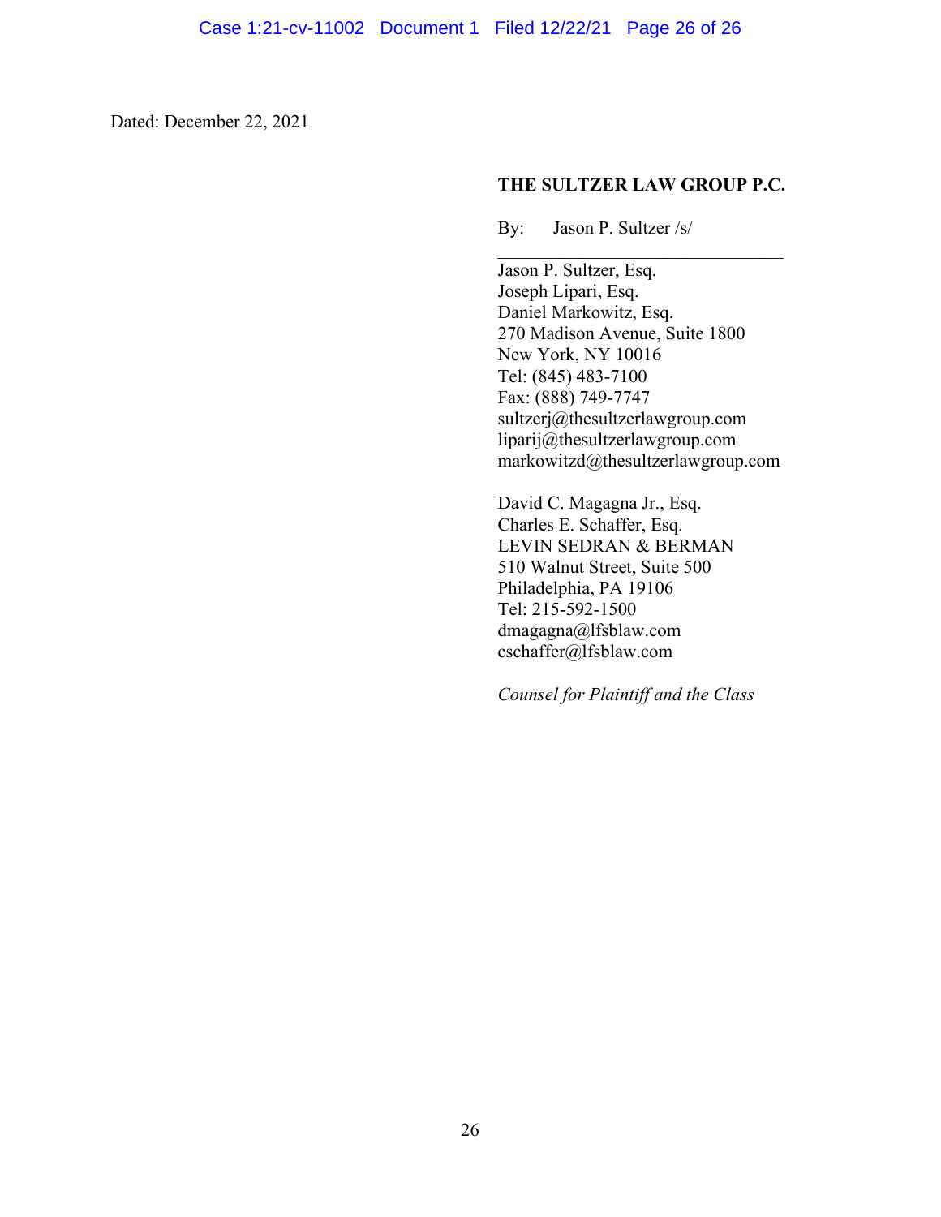Dated: December 22, 2021

**THE SULTZER LAW GROUP P.C.**

By: Jason P. Sultzer /s/

\_\_\_\_\_\_\_\_\_\_\_\_\_\_\_\_\_\_\_\_\_\_\_\_\_\_\_\_\_\_\_\_

Jason P. Sultzer, Esq.
Joseph Lipari, Esq.
Daniel Markowitz, Esq.
270 Madison Avenue, Suite 1800
New York, NY 10016
Tel: (845) 483-7100
Fax: (888) 749-7747
sultzerj@thesultzerlawgroup.com
liparij@thesultzerlawgroup.com
markowitzd@thesultzerlawgroup.com

David C. Magagna Jr., Esq.
Charles E. Schaffer, Esq.
LEVIN SEDRAN & BERMAN
510 Walnut Street, Suite 500
Philadelphia, PA 19106
Tel: 215-592-1500
dmagagna@lfsblaw.com
cschaffer@lfsblaw.com

*Counsel for Plaintiff and the Class*